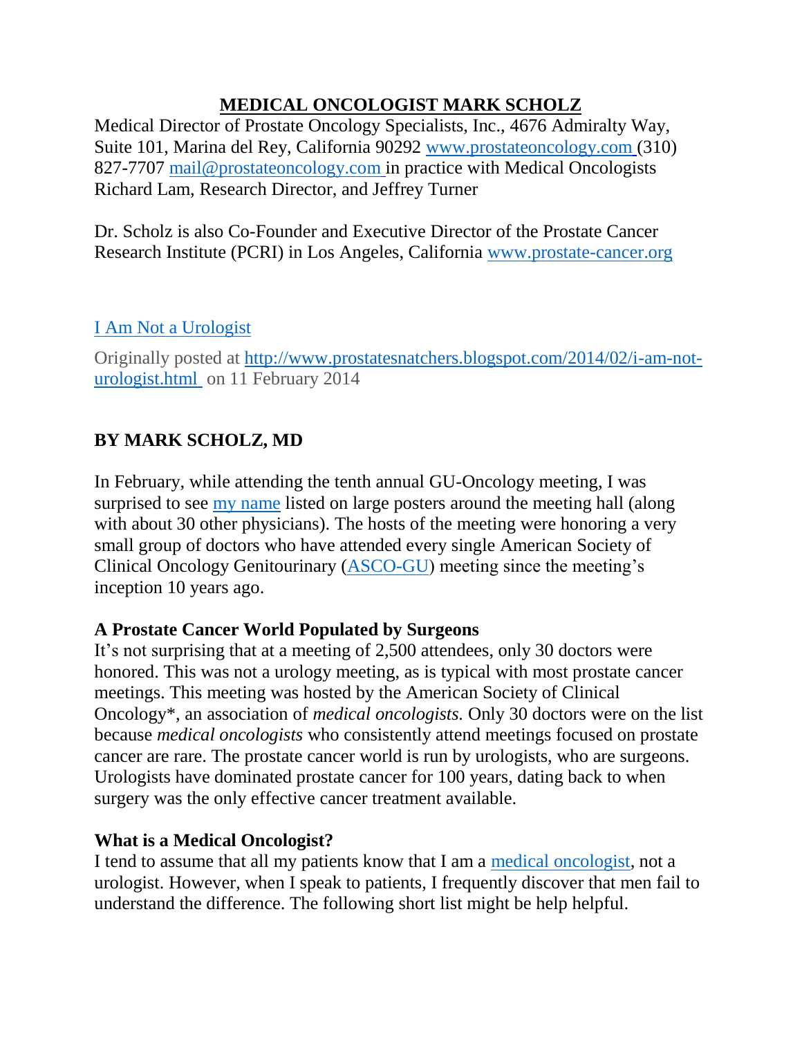# MEDICAL ONCOLOGIST MARK SCHOLZ

Medical Director of Prostate Oncology Specialists, Inc., 4676 Admiralty Way, Suite 101, Marina del Rey, California 90292 www.prostateoncology.com (310) 827-7707 mail@prostateoncology.com in practice with Medical Oncologists Richard Lam, Research Director, and Jeffrey Turner

Dr. Scholz is also Co-Founder and Executive Director of the Prostate Cancer Research Institute (PCRI) in Los Angeles, California www.prostate-cancer.org

## I Am Not a Urologist

Originally posted at http://www.prostatesnatchers.blogspot.com/2014/02/i-am-not-urologist.html on 11 February 2014

**BY MARK SCHOLZ, MD**

In February, while attending the tenth annual GU-Oncology meeting, I was surprised to see my name listed on large posters around the meeting hall (along with about 30 other physicians). The hosts of the meeting were honoring a very small group of doctors who have attended every single American Society of Clinical Oncology Genitourinary (ASCO-GU) meeting since the meeting's inception 10 years ago.

### A Prostate Cancer World Populated by Surgeons

It's not surprising that at a meeting of 2,500 attendees, only 30 doctors were honored. This was not a urology meeting, as is typical with most prostate cancer meetings. This meeting was hosted by the American Society of Clinical Oncology*, an association of *medical oncologists.* Only 30 doctors were on the list because *medical oncologists* who consistently attend meetings focused on prostate cancer are rare. The prostate cancer world is run by urologists, who are surgeons. Urologists have dominated prostate cancer for 100 years, dating back to when surgery was the only effective cancer treatment available.

### What is a Medical Oncologist?

I tend to assume that all my patients know that I am a medical oncologist, not a urologist. However, when I speak to patients, I frequently discover that men fail to understand the difference. The following short list might be help helpful.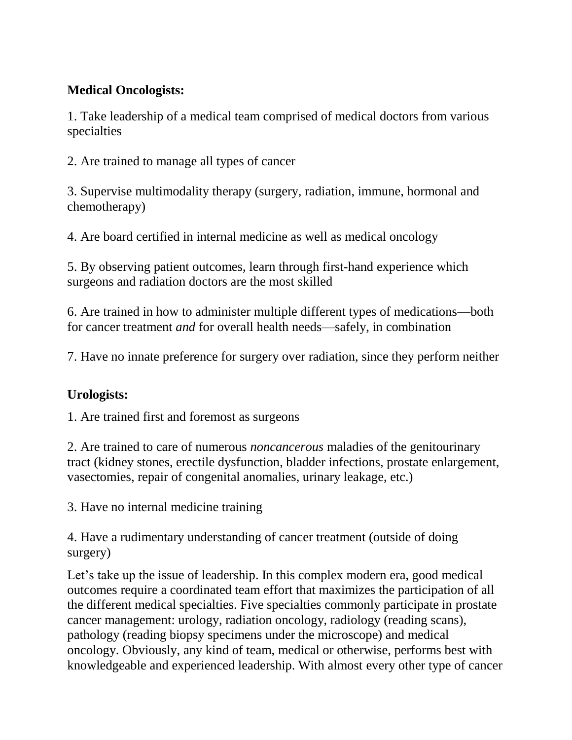**Medical Oncologists:**

1. Take leadership of a medical team comprised of medical doctors from various specialties

2. Are trained to manage all types of cancer

3. Supervise multimodality therapy (surgery, radiation, immune, hormonal and chemotherapy)

4. Are board certified in internal medicine as well as medical oncology

5. By observing patient outcomes, learn through first-hand experience which surgeons and radiation doctors are the most skilled

6. Are trained in how to administer multiple different types of medications—both for cancer treatment *and* for overall health needs—safely, in combination

7. Have no innate preference for surgery over radiation, since they perform neither

**Urologists:**

1. Are trained first and foremost as surgeons

2. Are trained to care of numerous *noncancerous* maladies of the genitourinary tract (kidney stones, erectile dysfunction, bladder infections, prostate enlargement, vasectomies, repair of congenital anomalies, urinary leakage, etc.)

3. Have no internal medicine training

4. Have a rudimentary understanding of cancer treatment (outside of doing surgery)

Let's take up the issue of leadership. In this complex modern era, good medical outcomes require a coordinated team effort that maximizes the participation of all the different medical specialties. Five specialties commonly participate in prostate cancer management: urology, radiation oncology, radiology (reading scans), pathology (reading biopsy specimens under the microscope) and medical oncology. Obviously, any kind of team, medical or otherwise, performs best with knowledgeable and experienced leadership. With almost every other type of cancer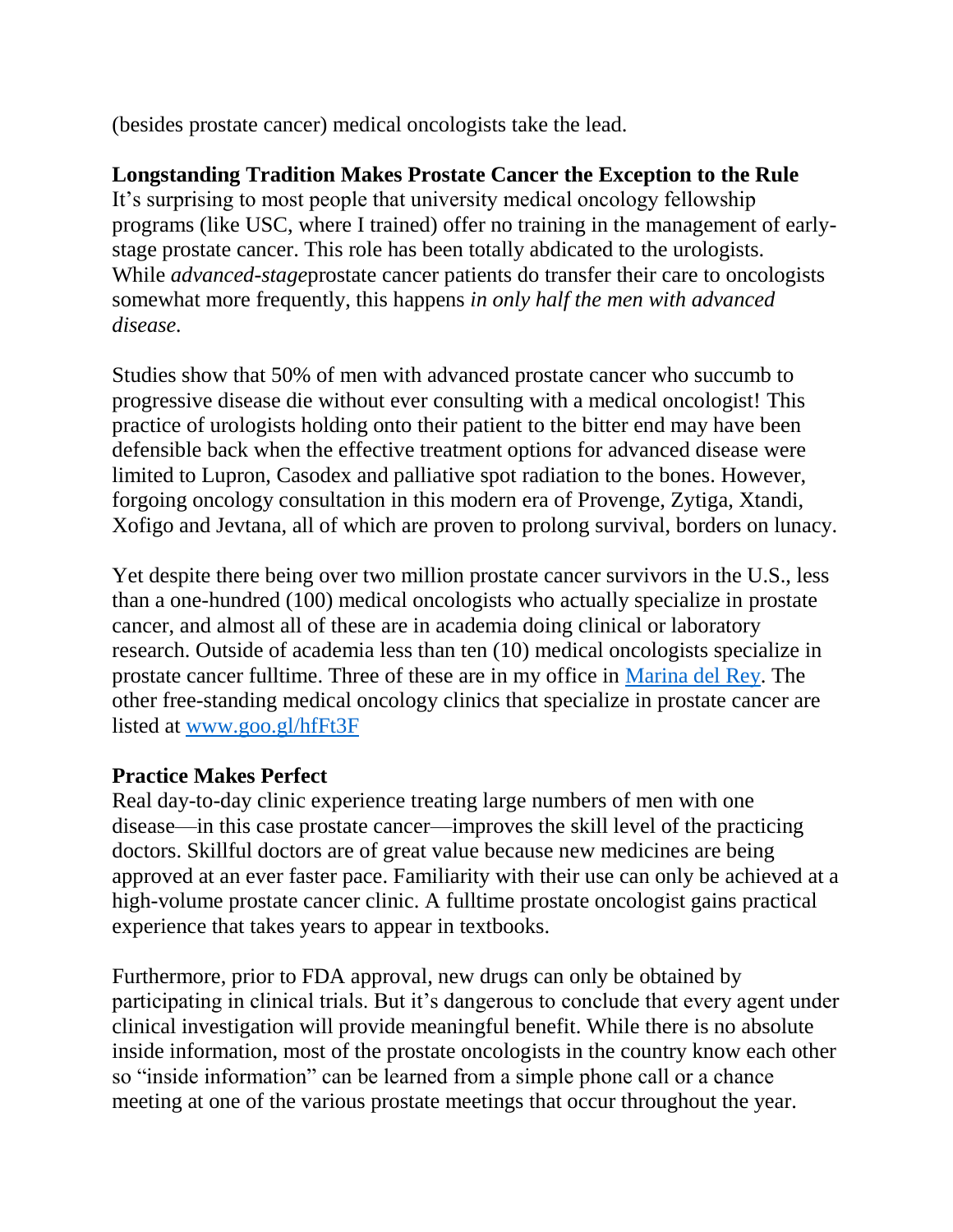(besides prostate cancer) medical oncologists take the lead.

**Longstanding Tradition Makes Prostate Cancer the Exception to the Rule**
It's surprising to most people that university medical oncology fellowship programs (like USC, where I trained) offer no training in the management of early-stage prostate cancer. This role has been totally abdicated to the urologists. While *advanced-stage*prostate cancer patients do transfer their care to oncologists somewhat more frequently, this happens *in only half the men with advanced disease.*

Studies show that 50% of men with advanced prostate cancer who succumb to progressive disease die without ever consulting with a medical oncologist! This practice of urologists holding onto their patient to the bitter end may have been defensible back when the effective treatment options for advanced disease were limited to Lupron, Casodex and palliative spot radiation to the bones. However, forgoing oncology consultation in this modern era of Provenge, Zytiga, Xtandi, Xofigo and Jevtana, all of which are proven to prolong survival, borders on lunacy.

Yet despite there being over two million prostate cancer survivors in the U.S., less than a one-hundred (100) medical oncologists who actually specialize in prostate cancer, and almost all of these are in academia doing clinical or laboratory research. Outside of academia less than ten (10) medical oncologists specialize in prostate cancer fulltime. Three of these are in my office in Marina del Rey. The other free-standing medical oncology clinics that specialize in prostate cancer are listed at www.goo.gl/hfFt3F

**Practice Makes Perfect**
Real day-to-day clinic experience treating large numbers of men with one disease—in this case prostate cancer—improves the skill level of the practicing doctors. Skillful doctors are of great value because new medicines are being approved at an ever faster pace. Familiarity with their use can only be achieved at a high-volume prostate cancer clinic. A fulltime prostate oncologist gains practical experience that takes years to appear in textbooks.

Furthermore, prior to FDA approval, new drugs can only be obtained by participating in clinical trials. But it's dangerous to conclude that every agent under clinical investigation will provide meaningful benefit. While there is no absolute inside information, most of the prostate oncologists in the country know each other so "inside information" can be learned from a simple phone call or a chance meeting at one of the various prostate meetings that occur throughout the year.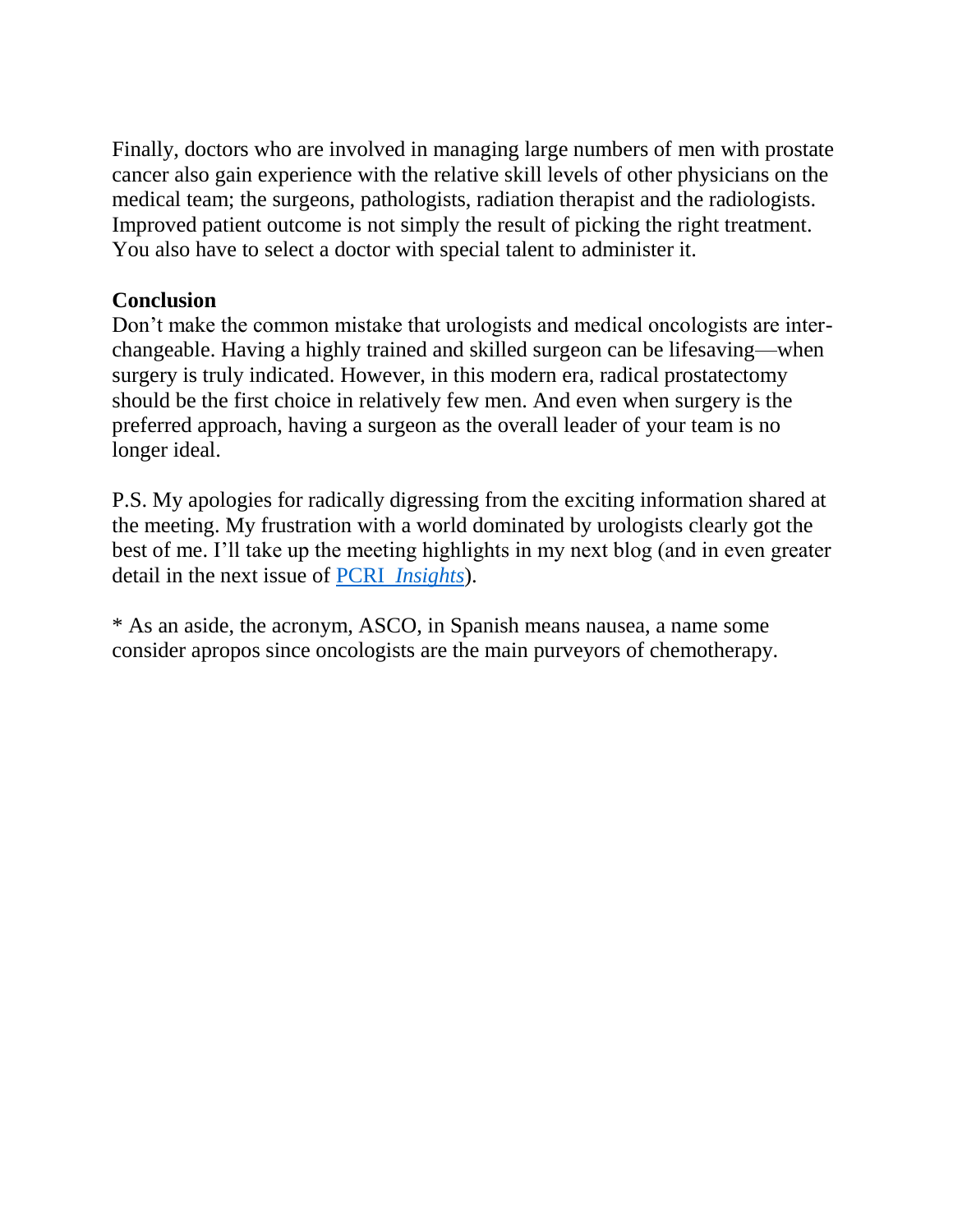Finally, doctors who are involved in managing large numbers of men with prostate cancer also gain experience with the relative skill levels of other physicians on the medical team; the surgeons, pathologists, radiation therapist and the radiologists. Improved patient outcome is not simply the result of picking the right treatment. You also have to select a doctor with special talent to administer it.

**Conclusion**

Don't make the common mistake that urologists and medical oncologists are inter-changeable. Having a highly trained and skilled surgeon can be lifesaving—when surgery is truly indicated. However, in this modern era, radical prostatectomy should be the first choice in relatively few men. And even when surgery is the preferred approach, having a surgeon as the overall leader of your team is no longer ideal.

P.S. My apologies for radically digressing from the exciting information shared at the meeting. My frustration with a world dominated by urologists clearly got the best of me. I'll take up the meeting highlights in my next blog (and in even greater detail in the next issue of PCRI *Insights*).

* As an aside, the acronym, ASCO, in Spanish means nausea, a name some consider apropos since oncologists are the main purveyors of chemotherapy.